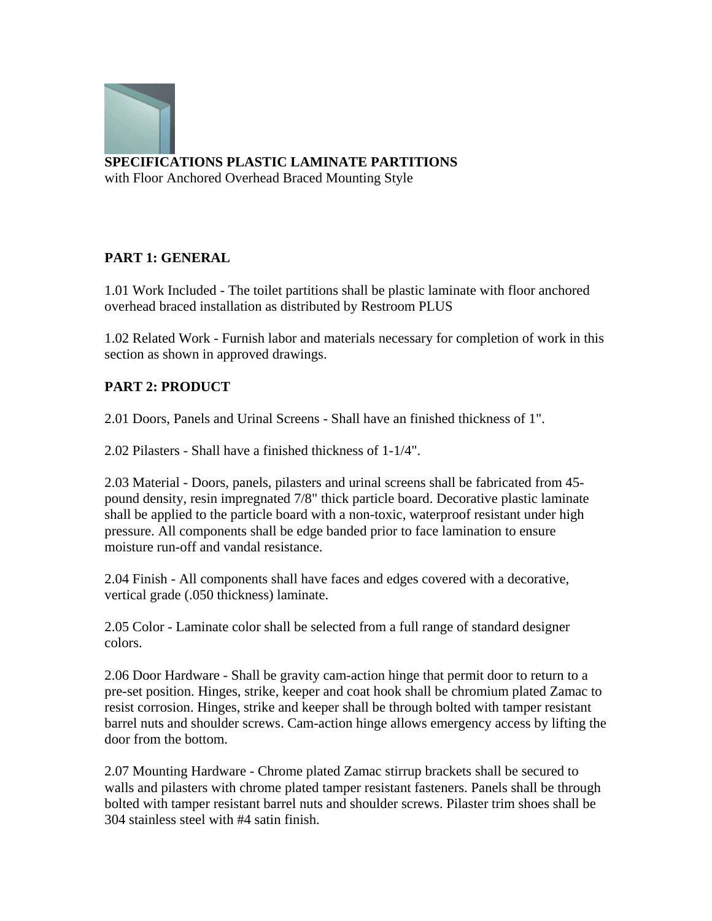**SPECIFICATIONS PLASTIC LAMINATE PARTITIONS**
with Floor Anchored Overhead Braced Mounting Style

**PART 1: GENERAL**

1.01 Work Included - The toilet partitions shall be plastic laminate with floor anchored overhead braced installation as distributed by Restroom PLUS

1.02 Related Work - Furnish labor and materials necessary for completion of work in this section as shown in approved drawings.

**PART 2: PRODUCT**

2.01 Doors, Panels and Urinal Screens - Shall have an finished thickness of 1".

2.02 Pilasters - Shall have a finished thickness of 1-1/4".

2.03 Material - Doors, panels, pilasters and urinal screens shall be fabricated from 45-pound density, resin impregnated 7/8" thick particle board. Decorative plastic laminate shall be applied to the particle board with a non-toxic, waterproof resistant under high pressure. All components shall be edge banded prior to face lamination to ensure moisture run-off and vandal resistance.

2.04 Finish - All components shall have faces and edges covered with a decorative, vertical grade (.050 thickness) laminate.

2.05 Color - Laminate color shall be selected from a full range of standard designer colors.

2.06 Door Hardware - Shall be gravity cam-action hinge that permit door to return to a pre-set position. Hinges, strike, keeper and coat hook shall be chromium plated Zamac to resist corrosion. Hinges, strike and keeper shall be through bolted with tamper resistant barrel nuts and shoulder screws. Cam-action hinge allows emergency access by lifting the door from the bottom.

2.07 Mounting Hardware - Chrome plated Zamac stirrup brackets shall be secured to walls and pilasters with chrome plated tamper resistant fasteners. Panels shall be through bolted with tamper resistant barrel nuts and shoulder screws. Pilaster trim shoes shall be 304 stainless steel with #4 satin finish.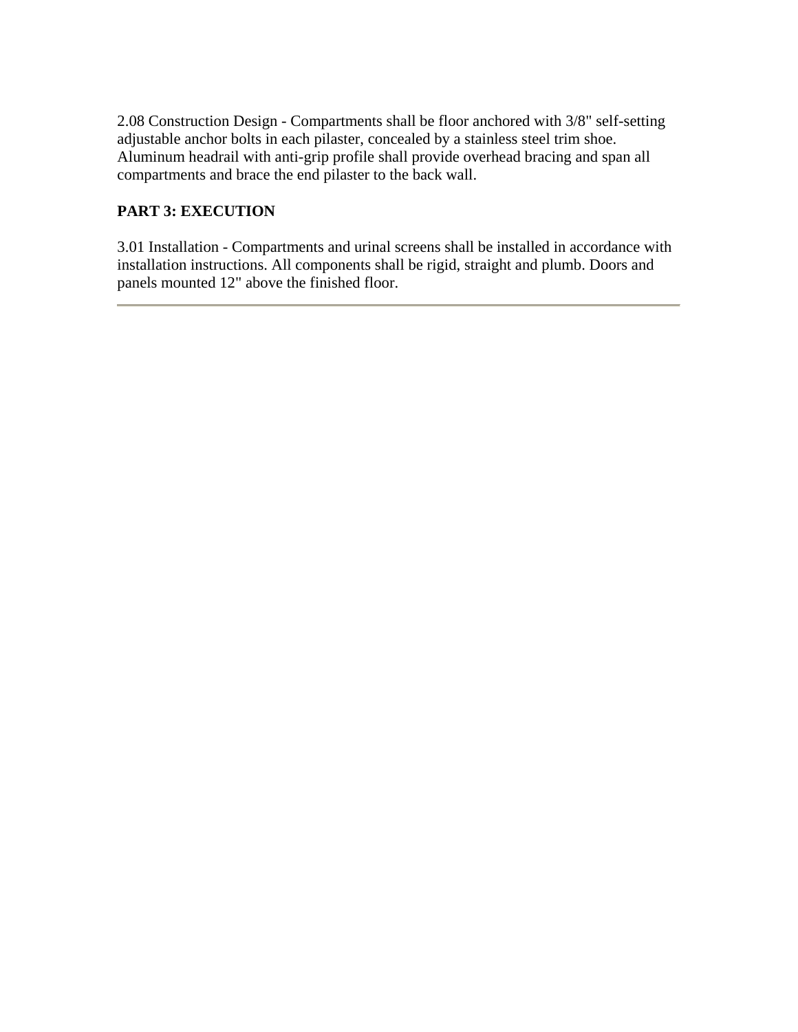2.08 Construction Design - Compartments shall be floor anchored with 3/8" self-setting adjustable anchor bolts in each pilaster, concealed by a stainless steel trim shoe. Aluminum headrail with anti-grip profile shall provide overhead bracing and span all compartments and brace the end pilaster to the back wall.

**PART 3: EXECUTION**

3.01 Installation - Compartments and urinal screens shall be installed in accordance with installation instructions. All components shall be rigid, straight and plumb. Doors and panels mounted 12" above the finished floor.

---